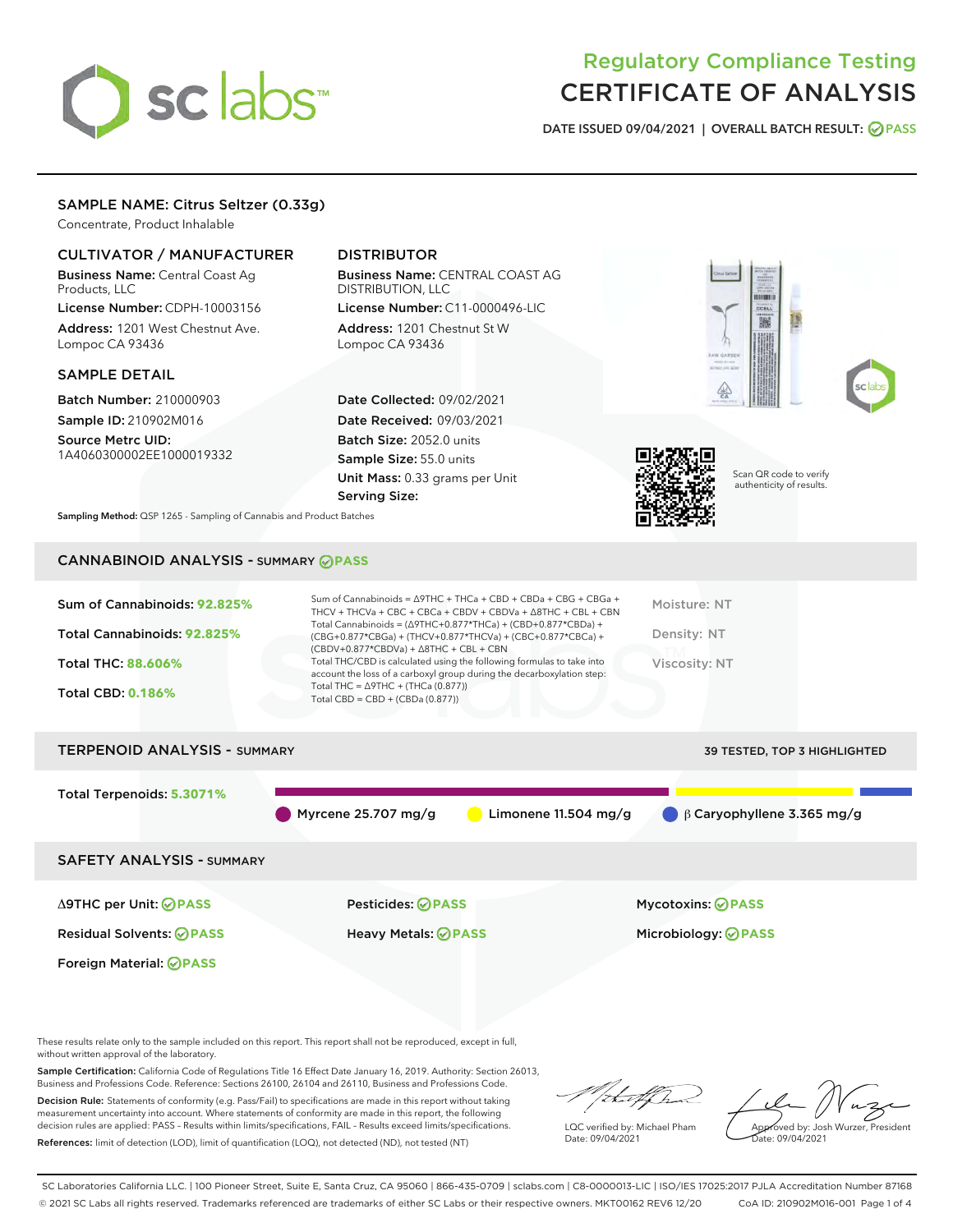# Regulatory Compliance Testing
# CERTIFICATE OF ANALYSIS

DATE ISSUED 09/04/2021 | OVERALL BATCH RESULT: PASS

## SAMPLE NAME: Citrus Seltzer (0.33g)

Concentrate, Product Inhalable

### CULTIVATOR / MANUFACTURER

**Business Name:** Central Coast Ag Products, LLC

**License Number:** CDPH-10003156

**Address:** 1201 West Chestnut Ave. Lompoc CA 93436

### DISTRIBUTOR

**Business Name:** CENTRAL COAST AG DISTRIBUTION, LLC

**License Number:** C11-0000496-LIC

**Address:** 1201 Chestnut St W Lompoc CA 93436

### SAMPLE DETAIL

**Batch Number:** 210000903

**Sample ID:** 210902M016

**Source Metrc UID:** 1A4060300002EE1000019332

**Date Collected:** 09/02/2021

**Date Received:** 09/03/2021

**Batch Size:** 2052.0 units

**Sample Size:** 55.0 units

**Unit Mass:** 0.33 grams per Unit

**Serving Size:**

Scan QR code to verify authenticity of results.

**Sampling Method:** QSP 1265 - Sampling of Cannabis and Product Batches

## CANNABINOID ANALYSIS - SUMMARY PASS

Sum of Cannabinoids: **92.825%**

Total Cannabinoids: **92.825%**

Total THC: **88.606%**

Total CBD: **0.186%**

Sum of Cannabinoids = Δ9THC + THCa + CBD + CBDa + CBG + CBGa + THCV + THCVa + CBC + CBCa + CBDV + CBDVa + Δ8THC + CBL + CBN

Total Cannabinoids = (Δ9THC+0.877*THCa) + (CBD+0.877*CBDa) + (CBG+0.877*CBGa) + (THCV+0.877*THCVa) + (CBC+0.877*CBCa) + (CBDV+0.877*CBDVa) + Δ8THC + CBL + CBN

Total THC/CBD is calculated using the following formulas to take into account the loss of a carboxyl group during the decarboxylation step:

Total THC = Δ9THC + (THCa (0.877))

Total CBD = CBD + (CBDa (0.877))

Moisture: NT

Density: NT

Viscosity: NT

## TERPENOID ANALYSIS - SUMMARY

39 TESTED, TOP 3 HIGHLIGHTED

Total Terpenoids: **5.3071%**

Myrcene 25.707 mg/g | Limonene 11.504 mg/g | β Caryophyllene 3.365 mg/g

## SAFETY ANALYSIS - SUMMARY

| | | |
|---|---|---|
| Δ9THC per Unit: PASS | Pesticides: PASS | Mycotoxins: PASS |
| Residual Solvents: PASS | Heavy Metals: PASS | Microbiology: PASS |
| Foreign Material: PASS | | |

These results relate only to the sample included on this report. This report shall not be reproduced, except in full, without written approval of the laboratory.

**Sample Certification:** California Code of Regulations Title 16 Effect Date January 16, 2019. Authority: Section 26013, Business and Professions Code. Reference: Sections 26100, 26104 and 26110, Business and Professions Code.

**Decision Rule:** Statements of conformity (e.g. Pass/Fail) to specifications are made in this report without taking measurement uncertainty into account. Where statements of conformity are made in this report, the following decision rules are applied: PASS – Results within limits/specifications, FAIL – Results exceed limits/specifications.

**References:** limit of detection (LOD), limit of quantification (LOQ), not detected (ND), not tested (NT)

LQC verified by: Michael Pham
Date: 09/04/2021

Approved by: Josh Wurzer, President
Date: 09/04/2021

SC Laboratories California LLC. | 100 Pioneer Street, Suite E, Santa Cruz, CA 95060 | 866-435-0709 | sclabs.com | C8-0000013-LIC | ISO/IES 17025:2017 PJLA Accreditation Number 87168
© 2021 SC Labs all rights reserved. Trademarks referenced are trademarks of either SC Labs or their respective owners. MKT00162 REV6 12/20 CoA ID: 210902M016-001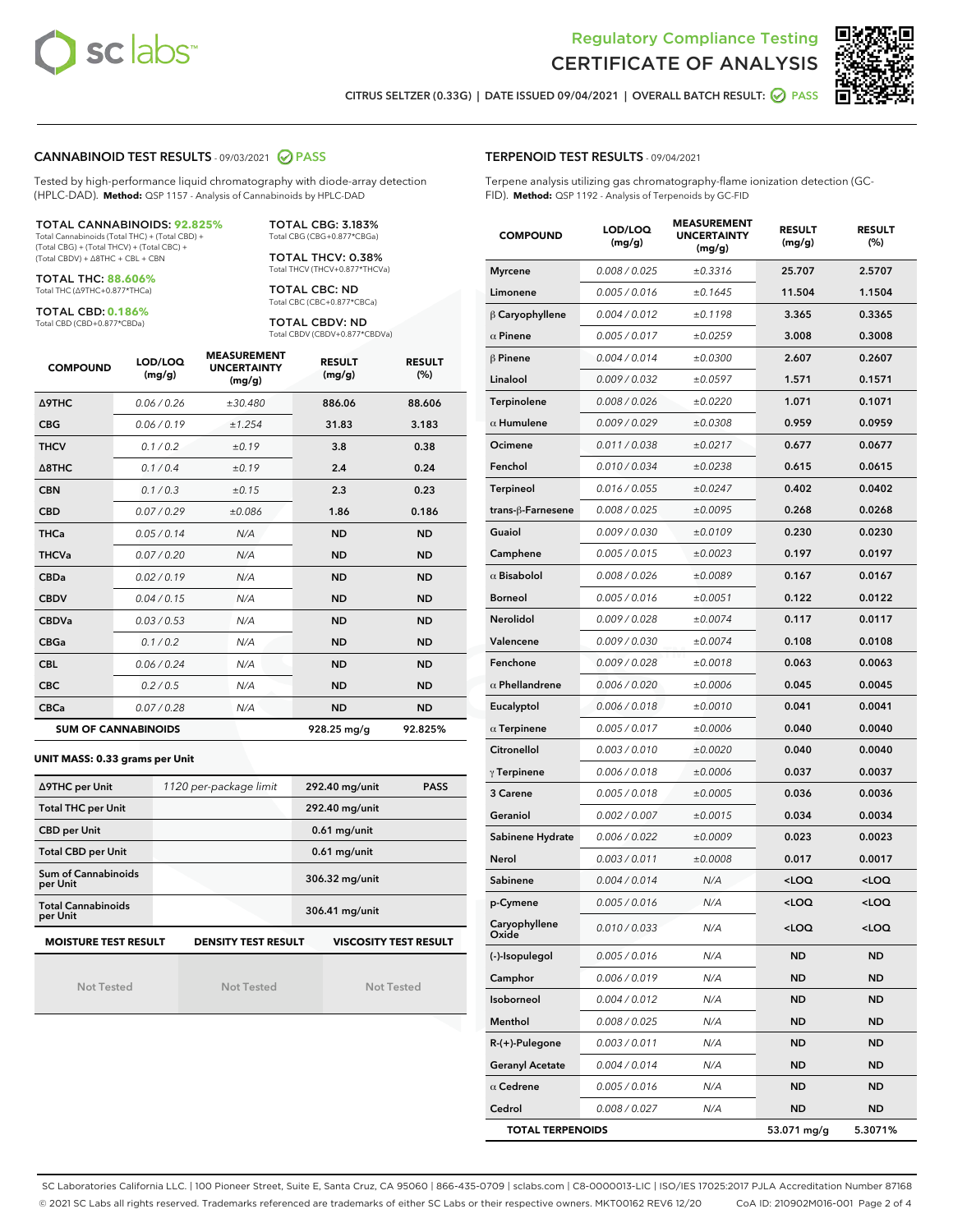Regulatory Compliance Testing

# CERTIFICATE OF ANALYSIS

CITRUS SELTZER (0.33G) | DATE ISSUED 09/04/2021 | OVERALL BATCH RESULT: PASS

## CANNABINOID TEST RESULTS - 09/03/2021 PASS

Tested by high-performance liquid chromatography with diode-array detection (HPLC-DAD). **Method:** QSP 1157 - Analysis of Cannabinoids by HPLC-DAD

**TOTAL CANNABINOIDS: 92.825%**
Total Cannabinoids (Total THC) + (Total CBD) + (Total CBG) + (Total THCV) + (Total CBC) + (Total CBDV) + Δ8THC + CBL + CBN

**TOTAL THC: 88.606%**
Total THC (Δ9THC+0.877*THCa)

**TOTAL CBD: 0.186%**
Total CBD (CBD+0.877*CBDa)

**TOTAL CBG: 3.183%**
Total CBG (CBG+0.877*CBGa)

**TOTAL THCV: 0.38%**
Total THCV (THCV+0.877*THCVa)

**TOTAL CBC: ND**
Total CBC (CBC+0.877*CBCa)

**TOTAL CBDV: ND**
Total CBDV (CBDV+0.877*CBDVa)

| COMPOUND | LOD/LOQ (mg/g) | MEASUREMENT UNCERTAINTY (mg/g) | RESULT (mg/g) | RESULT (%) |
|---|---|---|---|---|
| Δ9THC | 0.06 / 0.26 | ±30.480 | 886.06 | 88.606 |
| CBG | 0.06 / 0.19 | ±1.254 | 31.83 | 3.183 |
| THCV | 0.1 / 0.2 | ±0.19 | 3.8 | 0.38 |
| Δ8THC | 0.1 / 0.4 | ±0.19 | 2.4 | 0.24 |
| CBN | 0.1 / 0.3 | ±0.15 | 2.3 | 0.23 |
| CBD | 0.07 / 0.29 | ±0.086 | 1.86 | 0.186 |
| THCa | 0.05 / 0.14 | N/A | ND | ND |
| THCVa | 0.07 / 0.20 | N/A | ND | ND |
| CBDa | 0.02 / 0.19 | N/A | ND | ND |
| CBDV | 0.04 / 0.15 | N/A | ND | ND |
| CBDVa | 0.03 / 0.53 | N/A | ND | ND |
| CBGa | 0.1 / 0.2 | N/A | ND | ND |
| CBL | 0.06 / 0.24 | N/A | ND | ND |
| CBC | 0.2 / 0.5 | N/A | ND | ND |
| CBCa | 0.07 / 0.28 | N/A | ND | ND |
| **SUM OF CANNABINOIDS** | | | 928.25 mg/g | 92.825% |

**UNIT MASS: 0.33 grams per Unit**

| | | | |
|---|---|---|---|
| Δ9THC per Unit | 1120 per-package limit | 292.40 mg/unit | PASS |
| Total THC per Unit | | 292.40 mg/unit | |
| CBD per Unit | | 0.61 mg/unit | |
| Total CBD per Unit | | 0.61 mg/unit | |
| Sum of Cannabinoids per Unit | | 306.32 mg/unit | |
| Total Cannabinoids per Unit | | 306.41 mg/unit | |

| MOISTURE TEST RESULT | DENSITY TEST RESULT | VISCOSITY TEST RESULT |
|---|---|---|
| Not Tested | Not Tested | Not Tested |

## TERPENOID TEST RESULTS - 09/04/2021

Terpene analysis utilizing gas chromatography-flame ionization detection (GC-FID). **Method:** QSP 1192 - Analysis of Terpenoids by GC-FID

| COMPOUND | LOD/LOQ (mg/g) | MEASUREMENT UNCERTAINTY (mg/g) | RESULT (mg/g) | RESULT (%) |
|---|---|---|---|---|
| Myrcene | 0.008 / 0.025 | ±0.3316 | 25.707 | 2.5707 |
| Limonene | 0.005 / 0.016 | ±0.1645 | 11.504 | 1.1504 |
| β Caryophyllene | 0.004 / 0.012 | ±0.1198 | 3.365 | 0.3365 |
| α Pinene | 0.005 / 0.017 | ±0.0259 | 3.008 | 0.3008 |
| β Pinene | 0.004 / 0.014 | ±0.0300 | 2.607 | 0.2607 |
| Linalool | 0.009 / 0.032 | ±0.0597 | 1.571 | 0.1571 |
| Terpinolene | 0.008 / 0.026 | ±0.0220 | 1.071 | 0.1071 |
| α Humulene | 0.009 / 0.029 | ±0.0308 | 0.959 | 0.0959 |
| Ocimene | 0.011 / 0.038 | ±0.0217 | 0.677 | 0.0677 |
| Fenchol | 0.010 / 0.034 | ±0.0238 | 0.615 | 0.0615 |
| Terpineol | 0.016 / 0.055 | ±0.0247 | 0.402 | 0.0402 |
| trans-β-Farnesene | 0.008 / 0.025 | ±0.0095 | 0.268 | 0.0268 |
| Guaiol | 0.009 / 0.030 | ±0.0109 | 0.230 | 0.0230 |
| Camphene | 0.005 / 0.015 | ±0.0023 | 0.197 | 0.0197 |
| α Bisabolol | 0.008 / 0.026 | ±0.0089 | 0.167 | 0.0167 |
| Borneol | 0.005 / 0.016 | ±0.0051 | 0.122 | 0.0122 |
| Nerolidol | 0.009 / 0.028 | ±0.0074 | 0.117 | 0.0117 |
| Valencene | 0.009 / 0.030 | ±0.0074 | 0.108 | 0.0108 |
| Fenchone | 0.009 / 0.028 | ±0.0018 | 0.063 | 0.0063 |
| α Phellandrene | 0.006 / 0.020 | ±0.0006 | 0.045 | 0.0045 |
| Eucalyptol | 0.006 / 0.018 | ±0.0010 | 0.041 | 0.0041 |
| α Terpinene | 0.005 / 0.017 | ±0.0006 | 0.040 | 0.0040 |
| Citronellol | 0.003 / 0.010 | ±0.0020 | 0.040 | 0.0040 |
| γ Terpinene | 0.006 / 0.018 | ±0.0006 | 0.037 | 0.0037 |
| 3 Carene | 0.005 / 0.018 | ±0.0005 | 0.036 | 0.0036 |
| Geraniol | 0.002 / 0.007 | ±0.0015 | 0.034 | 0.0034 |
| Sabinene Hydrate | 0.006 / 0.022 | ±0.0009 | 0.023 | 0.0023 |
| Nerol | 0.003 / 0.011 | ±0.0008 | 0.017 | 0.0017 |
| Sabinene | 0.004 / 0.014 | N/A | <LOQ | <LOQ |
| p-Cymene | 0.005 / 0.016 | N/A | <LOQ | <LOQ |
| Caryophyllene Oxide | 0.010 / 0.033 | N/A | <LOQ | <LOQ |
| (-)-Isopulegol | 0.005 / 0.016 | N/A | ND | ND |
| Camphor | 0.006 / 0.019 | N/A | ND | ND |
| Isoborneol | 0.004 / 0.012 | N/A | ND | ND |
| Menthol | 0.008 / 0.025 | N/A | ND | ND |
| R-(+)-Pulegone | 0.003 / 0.011 | N/A | ND | ND |
| Geranyl Acetate | 0.004 / 0.014 | N/A | ND | ND |
| α Cedrene | 0.005 / 0.016 | N/A | ND | ND |
| Cedrol | 0.008 / 0.027 | N/A | ND | ND |
| **TOTAL TERPENOIDS** | | | 53.071 mg/g | 5.3071% |

SC Laboratories California LLC. | 100 Pioneer Street, Suite E, Santa Cruz, CA 95060 | 866-435-0709 | sclabs.com | C8-0000013-LIC | ISO/IES 17025:2017 PJLA Accreditation Number 87168
© 2021 SC Labs all rights reserved. Trademarks referenced are trademarks of either SC Labs or their respective owners. MKT00162 REV6 12/20 CoA ID: 210902M016-001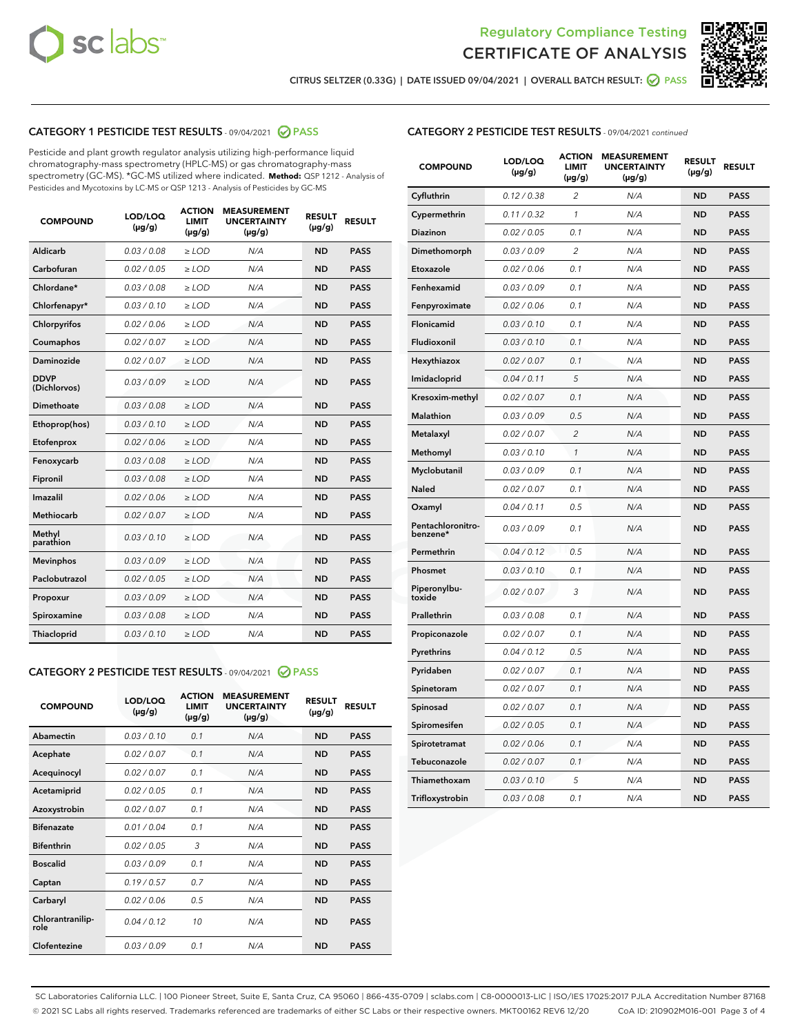Regulatory Compliance Testing

# CERTIFICATE OF ANALYSIS

CITRUS SELTZER (0.33G) | DATE ISSUED 09/04/2021 | OVERALL BATCH RESULT: PASS

## CATEGORY 1 PESTICIDE TEST RESULTS - 09/04/2021 PASS

Pesticide and plant growth regulator analysis utilizing high-performance liquid chromatography-mass spectrometry (HPLC-MS) or gas chromatography-mass spectrometry (GC-MS). *GC-MS utilized where indicated. **Method:** QSP 1212 - Analysis of Pesticides and Mycotoxins by LC-MS or QSP 1213 - Analysis of Pesticides by GC-MS

| COMPOUND | LOD/LOQ (µg/g) | ACTION LIMIT (µg/g) | MEASUREMENT UNCERTAINTY (µg/g) | RESULT (µg/g) | RESULT |
|---|---|---|---|---|---|
| Aldicarb | 0.03 / 0.08 | ≥ LOD | N/A | ND | PASS |
| Carbofuran | 0.02 / 0.05 | ≥ LOD | N/A | ND | PASS |
| Chlordane* | 0.03 / 0.08 | ≥ LOD | N/A | ND | PASS |
| Chlorfenapyr* | 0.03 / 0.10 | ≥ LOD | N/A | ND | PASS |
| Chlorpyrifos | 0.02 / 0.06 | ≥ LOD | N/A | ND | PASS |
| Coumaphos | 0.02 / 0.07 | ≥ LOD | N/A | ND | PASS |
| Daminozide | 0.02 / 0.07 | ≥ LOD | N/A | ND | PASS |
| DDVP (Dichlorvos) | 0.03 / 0.09 | ≥ LOD | N/A | ND | PASS |
| Dimethoate | 0.03 / 0.08 | ≥ LOD | N/A | ND | PASS |
| Ethoprop(hos) | 0.03 / 0.10 | ≥ LOD | N/A | ND | PASS |
| Etofenprox | 0.02 / 0.06 | ≥ LOD | N/A | ND | PASS |
| Fenoxycarb | 0.03 / 0.08 | ≥ LOD | N/A | ND | PASS |
| Fipronil | 0.03 / 0.08 | ≥ LOD | N/A | ND | PASS |
| Imazalil | 0.02 / 0.06 | ≥ LOD | N/A | ND | PASS |
| Methiocarb | 0.02 / 0.07 | ≥ LOD | N/A | ND | PASS |
| Methyl parathion | 0.03 / 0.10 | ≥ LOD | N/A | ND | PASS |
| Mevinphos | 0.03 / 0.09 | ≥ LOD | N/A | ND | PASS |
| Paclobutrazol | 0.02 / 0.05 | ≥ LOD | N/A | ND | PASS |
| Propoxur | 0.03 / 0.09 | ≥ LOD | N/A | ND | PASS |
| Spiroxamine | 0.03 / 0.08 | ≥ LOD | N/A | ND | PASS |
| Thiacloprid | 0.03 / 0.10 | ≥ LOD | N/A | ND | PASS |

## CATEGORY 2 PESTICIDE TEST RESULTS - 09/04/2021 PASS

| COMPOUND | LOD/LOQ (µg/g) | ACTION LIMIT (µg/g) | MEASUREMENT UNCERTAINTY (µg/g) | RESULT (µg/g) | RESULT |
|---|---|---|---|---|---|
| Abamectin | 0.03 / 0.10 | 0.1 | N/A | ND | PASS |
| Acephate | 0.02 / 0.07 | 0.1 | N/A | ND | PASS |
| Acequinocyl | 0.02 / 0.07 | 0.1 | N/A | ND | PASS |
| Acetamiprid | 0.02 / 0.05 | 0.1 | N/A | ND | PASS |
| Azoxystrobin | 0.02 / 0.07 | 0.1 | N/A | ND | PASS |
| Bifenazate | 0.01 / 0.04 | 0.1 | N/A | ND | PASS |
| Bifenthrin | 0.02 / 0.05 | 3 | N/A | ND | PASS |
| Boscalid | 0.03 / 0.09 | 0.1 | N/A | ND | PASS |
| Captan | 0.19 / 0.57 | 0.7 | N/A | ND | PASS |
| Carbaryl | 0.02 / 0.06 | 0.5 | N/A | ND | PASS |
| Chlorantraniliprole | 0.04 / 0.12 | 10 | N/A | ND | PASS |
| Clofentezine | 0.03 / 0.09 | 0.1 | N/A | ND | PASS |
| Cyfluthrin | 0.12 / 0.38 | 2 | N/A | ND | PASS |
| Cypermethrin | 0.11 / 0.32 | 1 | N/A | ND | PASS |
| Diazinon | 0.02 / 0.05 | 0.1 | N/A | ND | PASS |
| Dimethomorph | 0.03 / 0.09 | 2 | N/A | ND | PASS |
| Etoxazole | 0.02 / 0.06 | 0.1 | N/A | ND | PASS |
| Fenhexamid | 0.03 / 0.09 | 0.1 | N/A | ND | PASS |
| Fenpyroximate | 0.02 / 0.06 | 0.1 | N/A | ND | PASS |
| Flonicamid | 0.03 / 0.10 | 0.1 | N/A | ND | PASS |
| Fludioxonil | 0.03 / 0.10 | 0.1 | N/A | ND | PASS |
| Hexythiazox | 0.02 / 0.07 | 0.1 | N/A | ND | PASS |
| Imidacloprid | 0.04 / 0.11 | 5 | N/A | ND | PASS |
| Kresoxim-methyl | 0.02 / 0.07 | 0.1 | N/A | ND | PASS |
| Malathion | 0.03 / 0.09 | 0.5 | N/A | ND | PASS |
| Metalaxyl | 0.02 / 0.07 | 2 | N/A | ND | PASS |
| Methomyl | 0.03 / 0.10 | 1 | N/A | ND | PASS |
| Myclobutanil | 0.03 / 0.09 | 0.1 | N/A | ND | PASS |
| Naled | 0.02 / 0.07 | 0.1 | N/A | ND | PASS |
| Oxamyl | 0.04 / 0.11 | 0.5 | N/A | ND | PASS |
| Pentachloronitrobenzene* | 0.03 / 0.09 | 0.1 | N/A | ND | PASS |
| Permethrin | 0.04 / 0.12 | 0.5 | N/A | ND | PASS |
| Phosmet | 0.03 / 0.10 | 0.1 | N/A | ND | PASS |
| Piperonylbutoxide | 0.02 / 0.07 | 3 | N/A | ND | PASS |
| Prallethrin | 0.03 / 0.08 | 0.1 | N/A | ND | PASS |
| Propiconazole | 0.02 / 0.07 | 0.1 | N/A | ND | PASS |
| Pyrethrins | 0.04 / 0.12 | 0.5 | N/A | ND | PASS |
| Pyridaben | 0.02 / 0.07 | 0.1 | N/A | ND | PASS |
| Spinetoram | 0.02 / 0.07 | 0.1 | N/A | ND | PASS |
| Spinosad | 0.02 / 0.07 | 0.1 | N/A | ND | PASS |
| Spiromesifen | 0.02 / 0.05 | 0.1 | N/A | ND | PASS |
| Spirotetramat | 0.02 / 0.06 | 0.1 | N/A | ND | PASS |
| Tebuconazole | 0.02 / 0.07 | 0.1 | N/A | ND | PASS |
| Thiamethoxam | 0.03 / 0.10 | 5 | N/A | ND | PASS |
| Trifloxystrobin | 0.03 / 0.08 | 0.1 | N/A | ND | PASS |

SC Laboratories California LLC. | 100 Pioneer Street, Suite E, Santa Cruz, CA 95060 | 866-435-0709 | sclabs.com | C8-0000013-LIC | ISO/IES 17025:2017 PJLA Accreditation Number 87168
© 2021 SC Labs all rights reserved. Trademarks referenced are trademarks of either SC Labs or their respective owners. MKT00162 REV6 12/20 CoA ID: 210902M016-001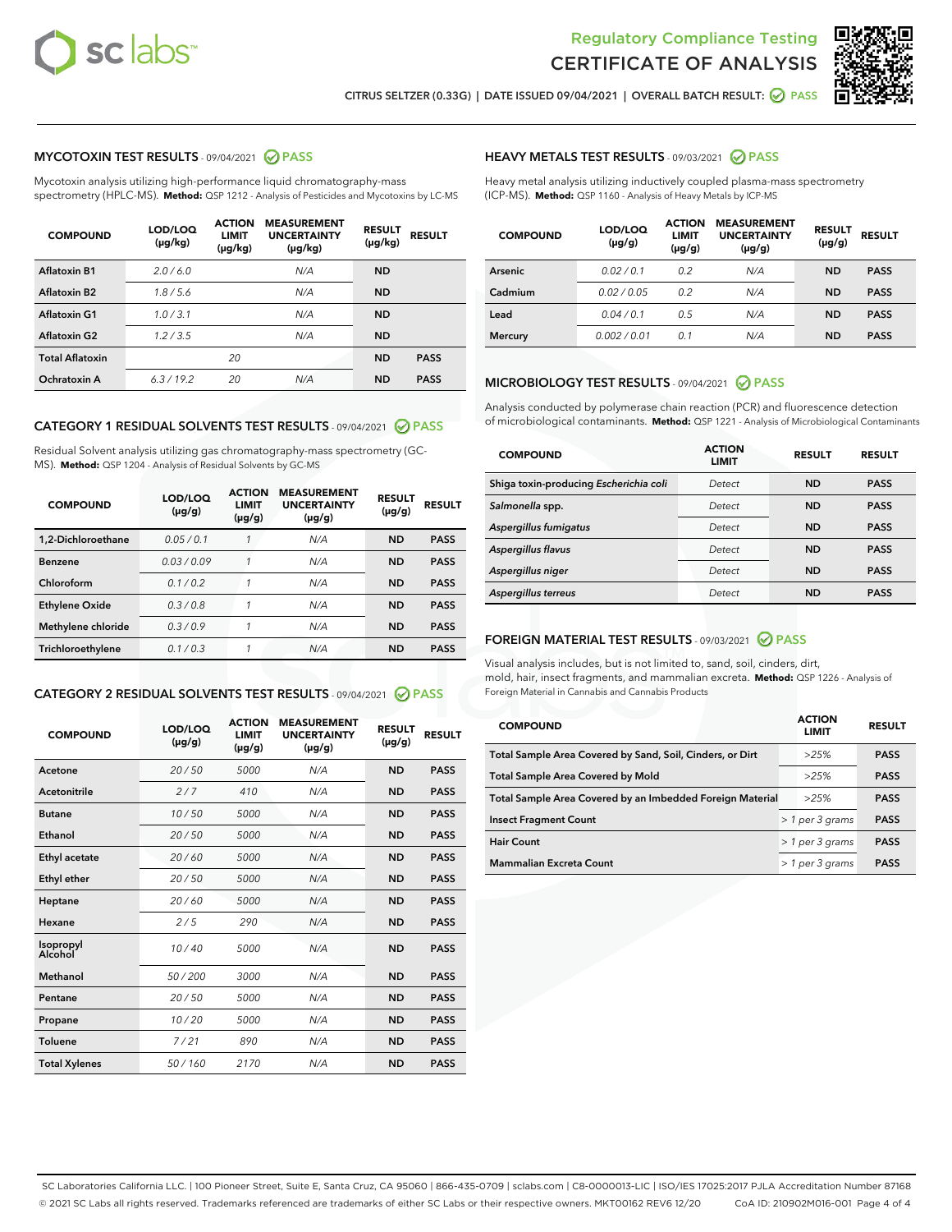Regulatory Compliance Testing

# CERTIFICATE OF ANALYSIS

CITRUS SELTZER (0.33G) | DATE ISSUED 09/04/2021 | OVERALL BATCH RESULT: PASS

## MYCOTOXIN TEST RESULTS - 09/04/2021 PASS

Mycotoxin analysis utilizing high-performance liquid chromatography-mass spectrometry (HPLC-MS). **Method:** QSP 1212 - Analysis of Pesticides and Mycotoxins by LC-MS

| COMPOUND | LOD/LOQ (µg/kg) | ACTION LIMIT (µg/kg) | MEASUREMENT UNCERTAINTY (µg/kg) | RESULT (µg/kg) | RESULT |
|---|---|---|---|---|---|
| Aflatoxin B1 | 2.0 / 6.0 | | N/A | ND | |
| Aflatoxin B2 | 1.8 / 5.6 | | N/A | ND | |
| Aflatoxin G1 | 1.0 / 3.1 | | N/A | ND | |
| Aflatoxin G2 | 1.2 / 3.5 | | N/A | ND | |
| Total Aflatoxin | | 20 | | ND | PASS |
| Ochratoxin A | 6.3 / 19.2 | 20 | N/A | ND | PASS |

## CATEGORY 1 RESIDUAL SOLVENTS TEST RESULTS - 09/04/2021 PASS

Residual Solvent analysis utilizing gas chromatography-mass spectrometry (GC-MS). **Method:** QSP 1204 - Analysis of Residual Solvents by GC-MS

| COMPOUND | LOD/LOQ (µg/g) | ACTION LIMIT (µg/g) | MEASUREMENT UNCERTAINTY (µg/g) | RESULT (µg/g) | RESULT |
|---|---|---|---|---|---|
| 1,2-Dichloroethane | 0.05 / 0.1 | 1 | N/A | ND | PASS |
| Benzene | 0.03 / 0.09 | 1 | N/A | ND | PASS |
| Chloroform | 0.1 / 0.2 | 1 | N/A | ND | PASS |
| Ethylene Oxide | 0.3 / 0.8 | 1 | N/A | ND | PASS |
| Methylene chloride | 0.3 / 0.9 | 1 | N/A | ND | PASS |
| Trichloroethylene | 0.1 / 0.3 | 1 | N/A | ND | PASS |

## CATEGORY 2 RESIDUAL SOLVENTS TEST RESULTS - 09/04/2021 PASS

| COMPOUND | LOD/LOQ (µg/g) | ACTION LIMIT (µg/g) | MEASUREMENT UNCERTAINTY (µg/g) | RESULT (µg/g) | RESULT |
|---|---|---|---|---|---|
| Acetone | 20 / 50 | 5000 | N/A | ND | PASS |
| Acetonitrile | 2 / 7 | 410 | N/A | ND | PASS |
| Butane | 10 / 50 | 5000 | N/A | ND | PASS |
| Ethanol | 20 / 50 | 5000 | N/A | ND | PASS |
| Ethyl acetate | 20 / 60 | 5000 | N/A | ND | PASS |
| Ethyl ether | 20 / 50 | 5000 | N/A | ND | PASS |
| Heptane | 20 / 60 | 5000 | N/A | ND | PASS |
| Hexane | 2 / 5 | 290 | N/A | ND | PASS |
| Isopropyl Alcohol | 10 / 40 | 5000 | N/A | ND | PASS |
| Methanol | 50 / 200 | 3000 | N/A | ND | PASS |
| Pentane | 20 / 50 | 5000 | N/A | ND | PASS |
| Propane | 10 / 20 | 5000 | N/A | ND | PASS |
| Toluene | 7 / 21 | 890 | N/A | ND | PASS |
| Total Xylenes | 50 / 160 | 2170 | N/A | ND | PASS |

## HEAVY METALS TEST RESULTS - 09/03/2021 PASS

Heavy metal analysis utilizing inductively coupled plasma-mass spectrometry (ICP-MS). **Method:** QSP 1160 - Analysis of Heavy Metals by ICP-MS

| COMPOUND | LOD/LOQ (µg/g) | ACTION LIMIT (µg/g) | MEASUREMENT UNCERTAINTY (µg/g) | RESULT (µg/g) | RESULT |
|---|---|---|---|---|---|
| Arsenic | 0.02 / 0.1 | 0.2 | N/A | ND | PASS |
| Cadmium | 0.02 / 0.05 | 0.2 | N/A | ND | PASS |
| Lead | 0.04 / 0.1 | 0.5 | N/A | ND | PASS |
| Mercury | 0.002 / 0.01 | 0.1 | N/A | ND | PASS |

## MICROBIOLOGY TEST RESULTS - 09/04/2021 PASS

Analysis conducted by polymerase chain reaction (PCR) and fluorescence detection of microbiological contaminants. **Method:** QSP 1221 - Analysis of Microbiological Contaminants

| COMPOUND | ACTION LIMIT | RESULT | RESULT |
|---|---|---|---|
| Shiga toxin-producing *Escherichia coli* | Detect | ND | PASS |
| *Salmonella* spp. | Detect | ND | PASS |
| *Aspergillus fumigatus* | Detect | ND | PASS |
| *Aspergillus flavus* | Detect | ND | PASS |
| *Aspergillus niger* | Detect | ND | PASS |
| *Aspergillus terreus* | Detect | ND | PASS |

## FOREIGN MATERIAL TEST RESULTS - 09/03/2021 PASS

Visual analysis includes, but is not limited to, sand, soil, cinders, dirt, mold, hair, insect fragments, and mammalian excreta. **Method:** QSP 1226 - Analysis of Foreign Material in Cannabis and Cannabis Products

| COMPOUND | ACTION LIMIT | RESULT |
|---|---|---|
| Total Sample Area Covered by Sand, Soil, Cinders, or Dirt | >25% | PASS |
| Total Sample Area Covered by Mold | >25% | PASS |
| Total Sample Area Covered by an Imbedded Foreign Material | >25% | PASS |
| Insect Fragment Count | > 1 per 3 grams | PASS |
| Hair Count | > 1 per 3 grams | PASS |
| Mammalian Excreta Count | > 1 per 3 grams | PASS |

SC Laboratories California LLC. | 100 Pioneer Street, Suite E, Santa Cruz, CA 95060 | 866-435-0709 | sclabs.com | C8-0000013-LIC | ISO/IES 17025:2017 PJLA Accreditation Number 87168
© 2021 SC Labs all rights reserved. Trademarks referenced are trademarks of either SC Labs or their respective owners. MKT00162 REV6 12/20 CoA ID: 210902M016-001